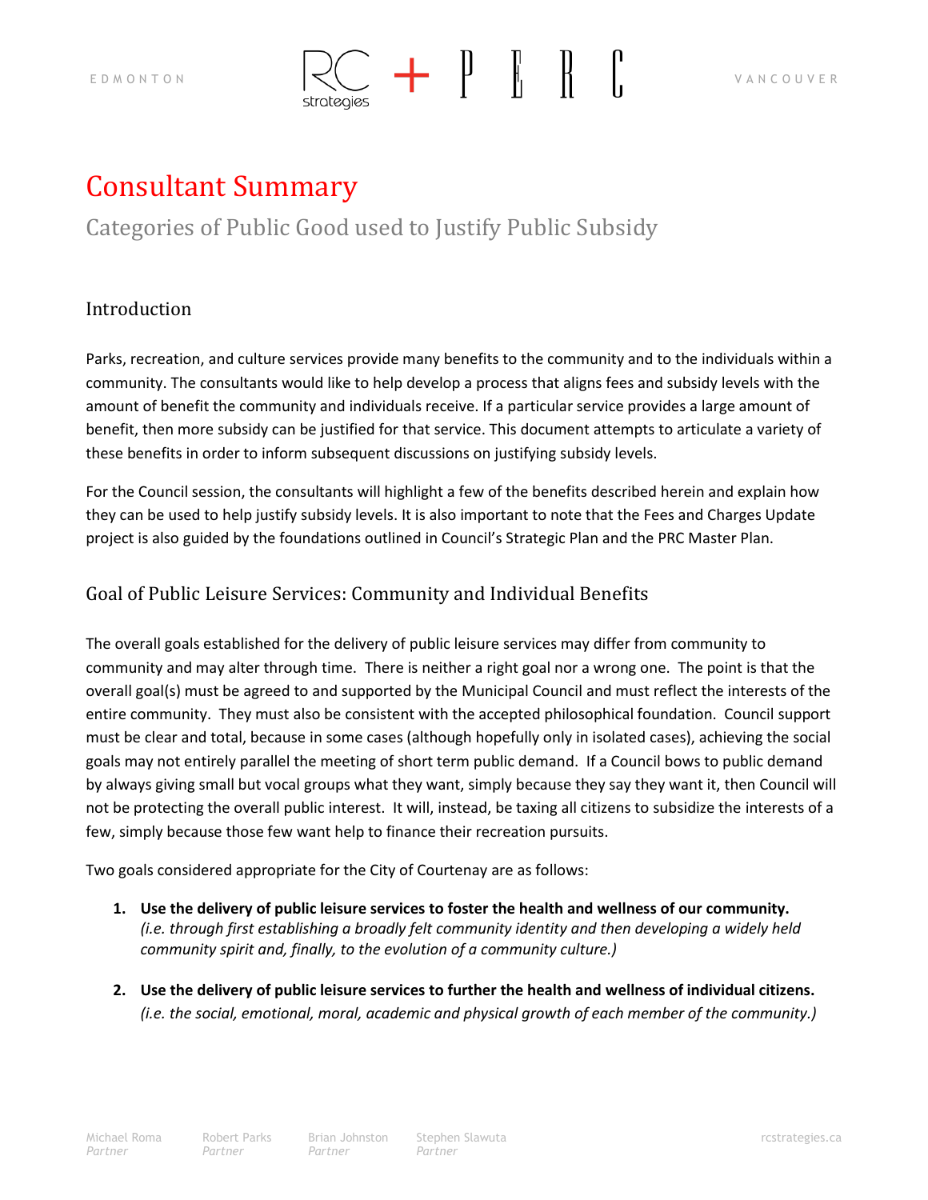# Consultant Summary

## Categories of Public Good used to Justify Public Subsidy

### Introduction

Parks, recreation, and culture services provide many benefits to the community and to the individuals within a community. The consultants would like to help develop a process that aligns fees and subsidy levels with the amount of benefit the community and individuals receive. If a particular service provides a large amount of benefit, then more subsidy can be justified for that service. This document attempts to articulate a variety of these benefits in order to inform subsequent discussions on justifying subsidy levels.

For the Council session, the consultants will highlight a few of the benefits described herein and explain how they can be used to help justify subsidy levels. It is also important to note that the Fees and Charges Update project is also guided by the foundations outlined in Council's Strategic Plan and the PRC Master Plan.

### Goal of Public Leisure Services: Community and Individual Benefits

The overall goals established for the delivery of public leisure services may differ from community to community and may alter through time. There is neither a right goal nor a wrong one. The point is that the overall goal(s) must be agreed to and supported by the Municipal Council and must reflect the interests of the entire community. They must also be consistent with the accepted philosophical foundation. Council support must be clear and total, because in some cases (although hopefully only in isolated cases), achieving the social goals may not entirely parallel the meeting of short term public demand. If a Council bows to public demand by always giving small but vocal groups what they want, simply because they say they want it, then Council will not be protecting the overall public interest. It will, instead, be taxing all citizens to subsidize the interests of a few, simply because those few want help to finance their recreation pursuits.

Two goals considered appropriate for the City of Courtenay are as follows:

1. **Use the delivery of public leisure services to foster the health and wellness of our community.** *(i.e. through first establishing a broadly felt community identity and then developing a widely held community spirit and, finally, to the evolution of a community culture.)*
2. **Use the delivery of public leisure services to further the health and wellness of individual citizens.** *(i.e. the social, emotional, moral, academic and physical growth of each member of the community.)*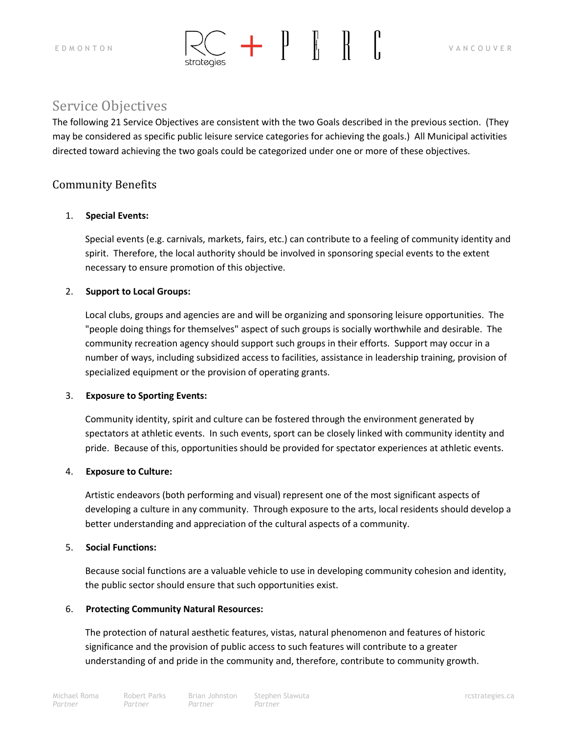## Service Objectives

The following 21 Service Objectives are consistent with the two Goals described in the previous section. (They may be considered as specific public leisure service categories for achieving the goals.) All Municipal activities directed toward achieving the two goals could be categorized under one or more of these objectives.

### Community Benefits

1. **Special Events:**

   Special events (e.g. carnivals, markets, fairs, etc.) can contribute to a feeling of community identity and spirit. Therefore, the local authority should be involved in sponsoring special events to the extent necessary to ensure promotion of this objective.

2. **Support to Local Groups:**

   Local clubs, groups and agencies are and will be organizing and sponsoring leisure opportunities. The "people doing things for themselves" aspect of such groups is socially worthwhile and desirable. The community recreation agency should support such groups in their efforts. Support may occur in a number of ways, including subsidized access to facilities, assistance in leadership training, provision of specialized equipment or the provision of operating grants.

3. **Exposure to Sporting Events:**

   Community identity, spirit and culture can be fostered through the environment generated by spectators at athletic events. In such events, sport can be closely linked with community identity and pride. Because of this, opportunities should be provided for spectator experiences at athletic events.

4. **Exposure to Culture:**

   Artistic endeavors (both performing and visual) represent one of the most significant aspects of developing a culture in any community. Through exposure to the arts, local residents should develop a better understanding and appreciation of the cultural aspects of a community.

5. **Social Functions:**

   Because social functions are a valuable vehicle to use in developing community cohesion and identity, the public sector should ensure that such opportunities exist.

6. **Protecting Community Natural Resources:**

   The protection of natural aesthetic features, vistas, natural phenomenon and features of historic significance and the provision of public access to such features will contribute to a greater understanding of and pride in the community and, therefore, contribute to community growth.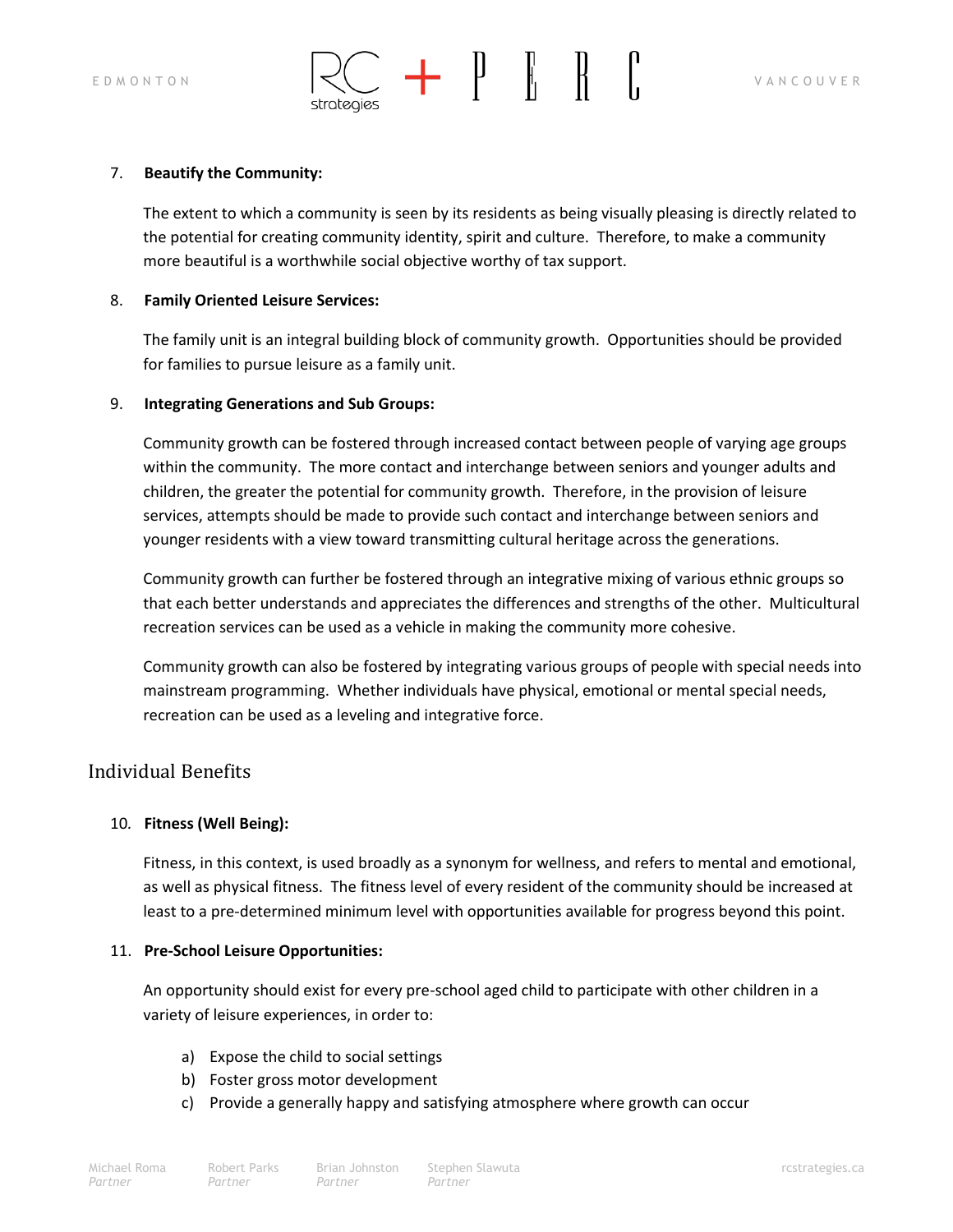7. **Beautify the Community:**

   The extent to which a community is seen by its residents as being visually pleasing is directly related to the potential for creating community identity, spirit and culture. Therefore, to make a community more beautiful is a worthwhile social objective worthy of tax support.

8. **Family Oriented Leisure Services:**

   The family unit is an integral building block of community growth. Opportunities should be provided for families to pursue leisure as a family unit.

9. **Integrating Generations and Sub Groups:**

   Community growth can be fostered through increased contact between people of varying age groups within the community. The more contact and interchange between seniors and younger adults and children, the greater the potential for community growth. Therefore, in the provision of leisure services, attempts should be made to provide such contact and interchange between seniors and younger residents with a view toward transmitting cultural heritage across the generations.

   Community growth can further be fostered through an integrative mixing of various ethnic groups so that each better understands and appreciates the differences and strengths of the other. Multicultural recreation services can be used as a vehicle in making the community more cohesive.

   Community growth can also be fostered by integrating various groups of people with special needs into mainstream programming. Whether individuals have physical, emotional or mental special needs, recreation can be used as a leveling and integrative force.

## Individual Benefits

10. **Fitness (Well Being):**

    Fitness, in this context, is used broadly as a synonym for wellness, and refers to mental and emotional, as well as physical fitness. The fitness level of every resident of the community should be increased at least to a pre-determined minimum level with opportunities available for progress beyond this point.

11. **Pre-School Leisure Opportunities:**

    An opportunity should exist for every pre-school aged child to participate with other children in a variety of leisure experiences, in order to:

    a) Expose the child to social settings
    b) Foster gross motor development
    c) Provide a generally happy and satisfying atmosphere where growth can occur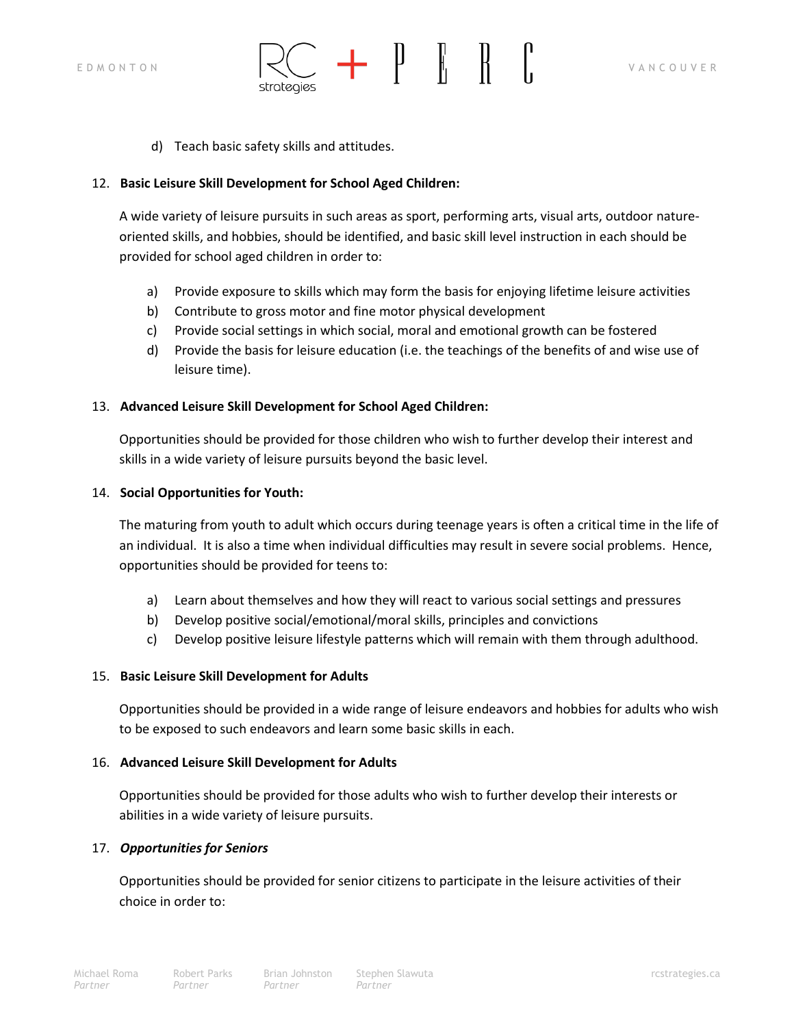d) Teach basic safety skills and attitudes.

12. **Basic Leisure Skill Development for School Aged Children:**

    A wide variety of leisure pursuits in such areas as sport, performing arts, visual arts, outdoor nature-oriented skills, and hobbies, should be identified, and basic skill level instruction in each should be provided for school aged children in order to:

    a) Provide exposure to skills which may form the basis for enjoying lifetime leisure activities
    b) Contribute to gross motor and fine motor physical development
    c) Provide social settings in which social, moral and emotional growth can be fostered
    d) Provide the basis for leisure education (i.e. the teachings of the benefits of and wise use of leisure time).

13. **Advanced Leisure Skill Development for School Aged Children:**

    Opportunities should be provided for those children who wish to further develop their interest and skills in a wide variety of leisure pursuits beyond the basic level.

14. **Social Opportunities for Youth:**

    The maturing from youth to adult which occurs during teenage years is often a critical time in the life of an individual. It is also a time when individual difficulties may result in severe social problems. Hence, opportunities should be provided for teens to:

    a) Learn about themselves and how they will react to various social settings and pressures
    b) Develop positive social/emotional/moral skills, principles and convictions
    c) Develop positive leisure lifestyle patterns which will remain with them through adulthood.

15. **Basic Leisure Skill Development for Adults**

    Opportunities should be provided in a wide range of leisure endeavors and hobbies for adults who wish to be exposed to such endeavors and learn some basic skills in each.

16. **Advanced Leisure Skill Development for Adults**

    Opportunities should be provided for those adults who wish to further develop their interests or abilities in a wide variety of leisure pursuits.

17. ***Opportunities for Seniors***

    Opportunities should be provided for senior citizens to participate in the leisure activities of their choice in order to: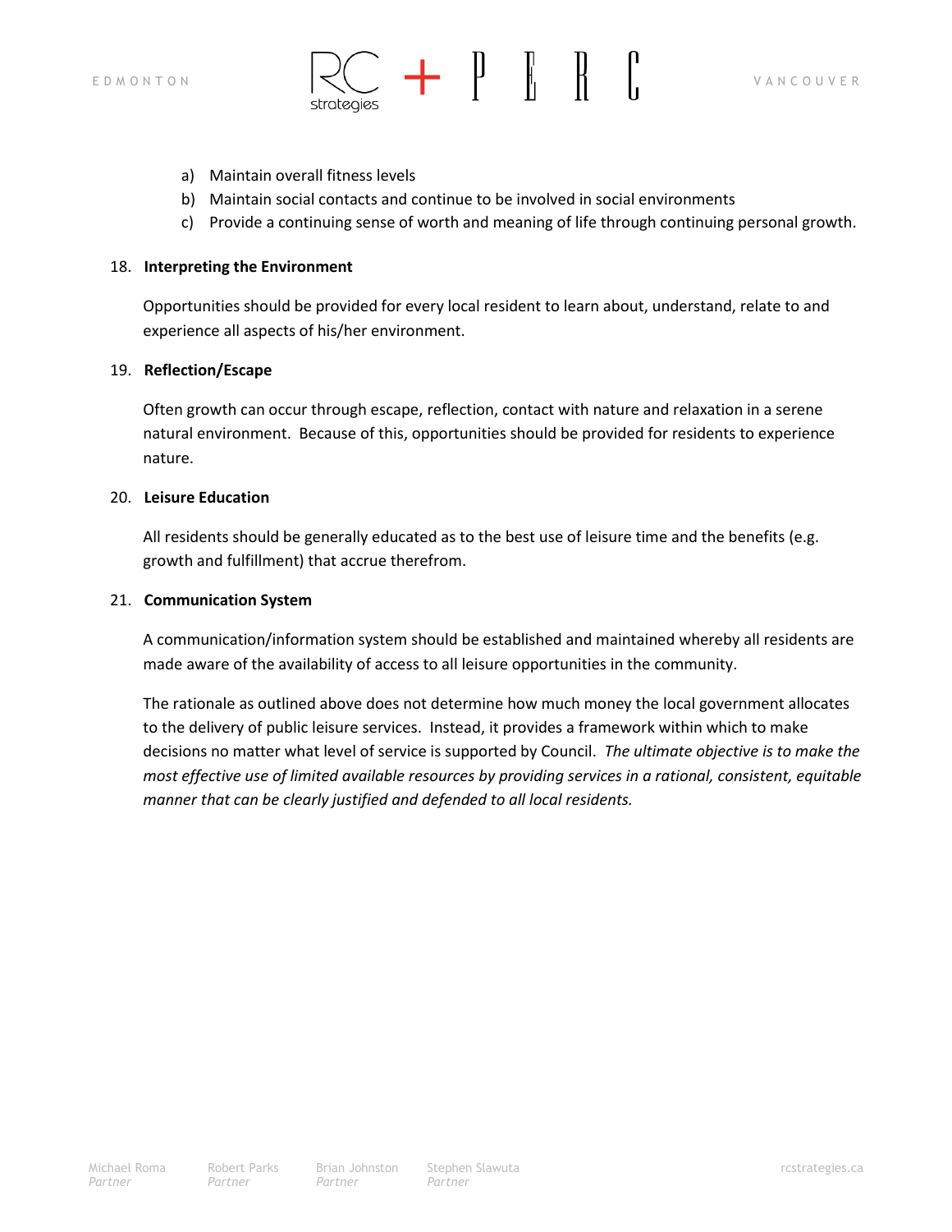a) Maintain overall fitness levels
b) Maintain social contacts and continue to be involved in social environments
c) Provide a continuing sense of worth and meaning of life through continuing personal growth.

18. **Interpreting the Environment**

    Opportunities should be provided for every local resident to learn about, understand, relate to and experience all aspects of his/her environment.

19. **Reflection/Escape**

    Often growth can occur through escape, reflection, contact with nature and relaxation in a serene natural environment. Because of this, opportunities should be provided for residents to experience nature.

20. **Leisure Education**

    All residents should be generally educated as to the best use of leisure time and the benefits (e.g. growth and fulfillment) that accrue therefrom.

21. **Communication System**

    A communication/information system should be established and maintained whereby all residents are made aware of the availability of access to all leisure opportunities in the community.

    The rationale as outlined above does not determine how much money the local government allocates to the delivery of public leisure services. Instead, it provides a framework within which to make decisions no matter what level of service is supported by Council. *The ultimate objective is to make the most effective use of limited available resources by providing services in a rational, consistent, equitable manner that can be clearly justified and defended to all local residents.*